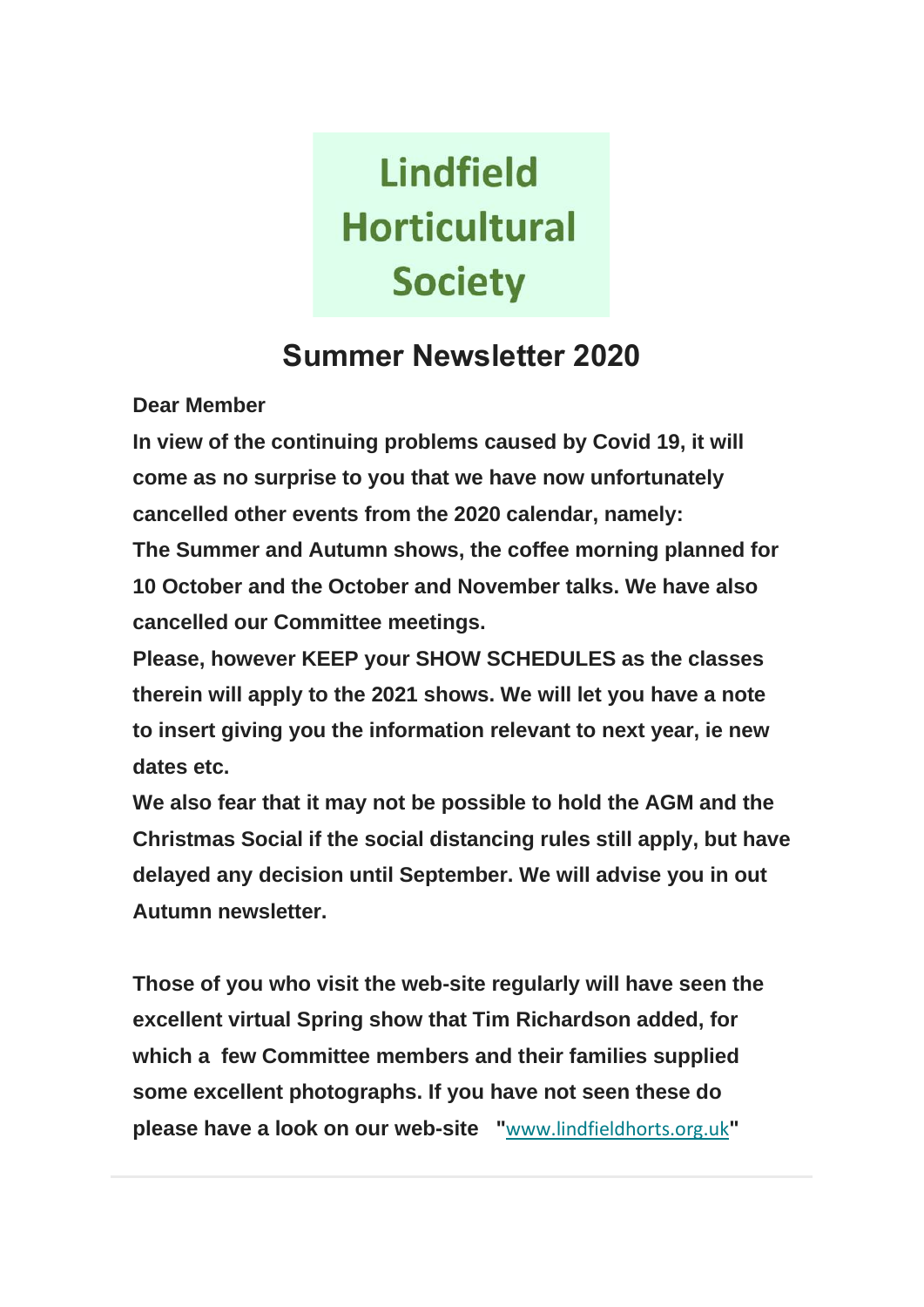# Lindfield Horticultural Society

## Summer Newsletter 2020

**Dear Member**

**In view of the continuing problems caused by Covid 19, it will come as no surprise to you that we have now unfortunately cancelled other events from the 2020 calendar, namely:**

**The Summer and Autumn shows, the coffee morning planned for 10 October and the October and November talks. We have also cancelled our Committee meetings.**

**Please, however KEEP your SHOW SCHEDULES as the classes therein will apply to the 2021 shows. We will let you have a note to insert giving you the information relevant to next year, ie new dates etc.**

**We also fear that it may not be possible to hold the AGM and the Christmas Social if the social distancing rules still apply, but have delayed any decision until September. We will advise you in out Autumn newsletter.**

**Those of you who visit the web-site regularly will have seen the excellent virtual Spring show that Tim Richardson added, for which a few Committee members and their families supplied some excellent photographs. If you have not seen these do please have a look on our web-site "**[www.lindfieldhorts.org.uk](http://www.lindfieldhorts.org.uk)**"**

---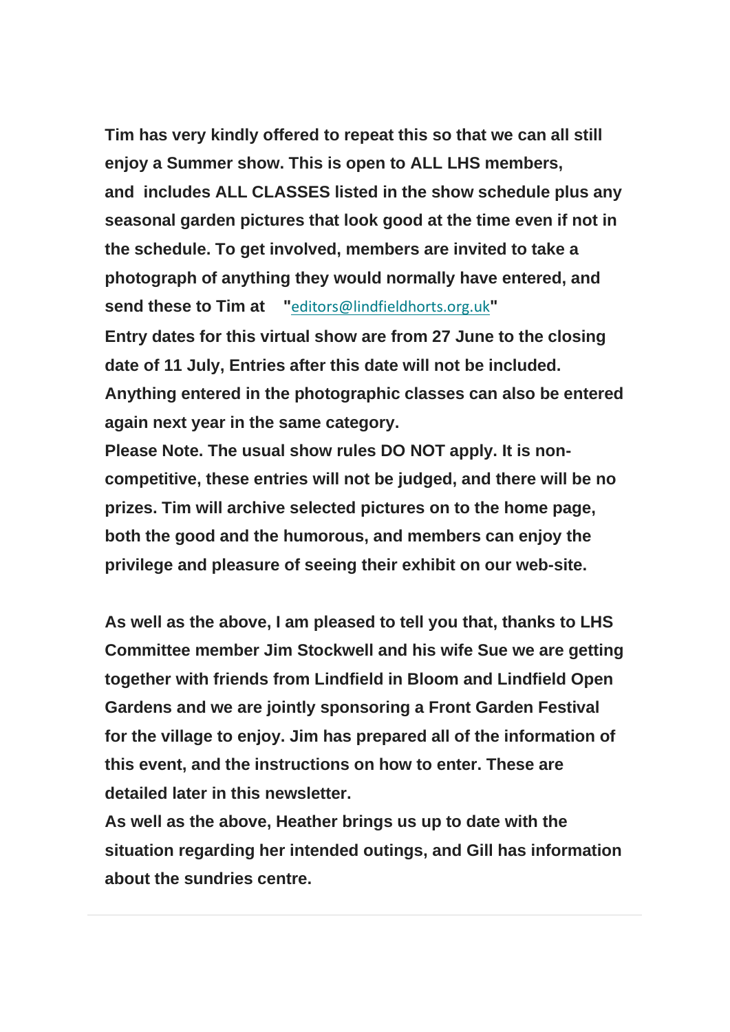**Tim has very kindly offered to repeat this so that we can all still enjoy a Summer show. This is open to ALL LHS members, and includes ALL CLASSES listed in the show schedule plus any seasonal garden pictures that look good at the time even if not in the schedule. To get involved, members are invited to take a photograph of anything they would normally have entered, and send these to Tim at "**editors@lindfieldhorts.org.uk**"**

**Entry dates for this virtual show are from 27 June to the closing date of 11 July, Entries after this date will not be included. Anything entered in the photographic classes can also be entered again next year in the same category.**

**Please Note. The usual show rules DO NOT apply. It is non-competitive, these entries will not be judged, and there will be no prizes. Tim will archive selected pictures on to the home page, both the good and the humorous, and members can enjoy the privilege and pleasure of seeing their exhibit on our web-site.**

**As well as the above, I am pleased to tell you that, thanks to LHS Committee member Jim Stockwell and his wife Sue we are getting together with friends from Lindfield in Bloom and Lindfield Open Gardens and we are jointly sponsoring a Front Garden Festival for the village to enjoy. Jim has prepared all of the information of this event, and the instructions on how to enter. These are detailed later in this newsletter.**

**As well as the above, Heather brings us up to date with the situation regarding her intended outings, and Gill has information about the sundries centre.**

---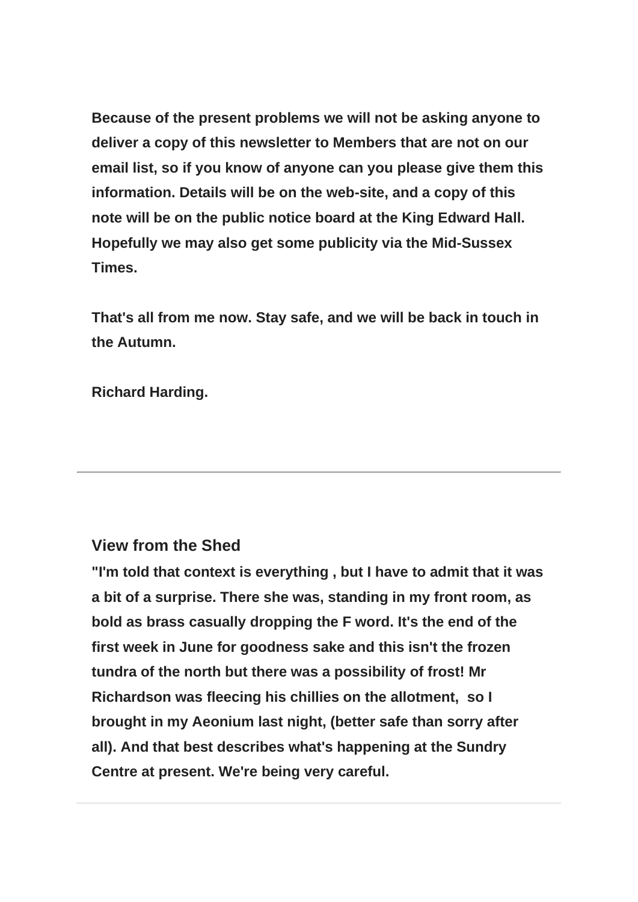**Because of the present problems we will not be asking anyone to deliver a copy of this newsletter to Members that are not on our email list, so if you know of anyone can you please give them this information. Details will be on the web-site, and a copy of this note will be on the public notice board at the King Edward Hall. Hopefully we may also get some publicity via the Mid-Sussex Times.**

**That's all from me now. Stay safe, and we will be back in touch in the Autumn.**

**Richard Harding.**

---

### View from the Shed

**"I'm told that context is everything , but I have to admit that it was a bit of a surprise. There she was, standing in my front room, as bold as brass casually dropping the F word. It's the end of the first week in June for goodness sake and this isn't the frozen tundra of the north but there was a possibility of frost! Mr Richardson was fleecing his chillies on the allotment, so I brought in my Aeonium last night, (better safe than sorry after all). And that best describes what's happening at the Sundry Centre at present. We're being very careful.**

---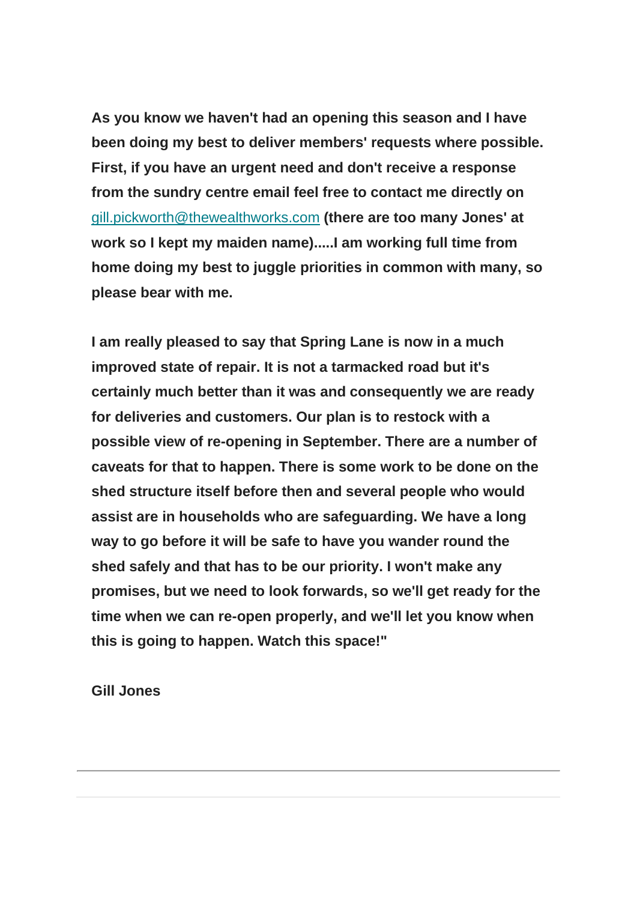**As you know we haven't had an opening this season and I have been doing my best to deliver members' requests where possible. First, if you have an urgent need and don't receive a response from the sundry centre email feel free to contact me directly on** gill.pickworth@thewealthworks.com **(there are too many Jones' at work so I kept my maiden name).....I am working full time from home doing my best to juggle priorities in common with many, so please bear with me.**

**I am really pleased to say that Spring Lane is now in a much improved state of repair. It is not a tarmacked road but it's certainly much better than it was and consequently we are ready for deliveries and customers. Our plan is to restock with a possible view of re-opening in September. There are a number of caveats for that to happen. There is some work to be done on the shed structure itself before then and several people who would assist are in households who are safeguarding. We have a long way to go before it will be safe to have you wander round the shed safely and that has to be our priority. I won't make any promises, but we need to look forwards, so we'll get ready for the time when we can re-open properly, and we'll let you know when this is going to happen. Watch this space!"**

**Gill Jones**

---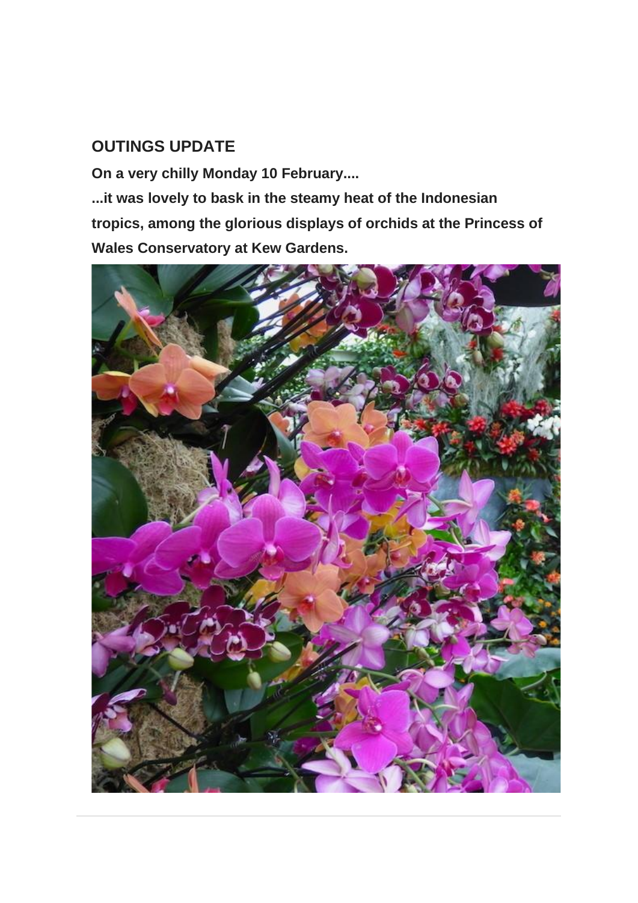## OUTINGS UPDATE

**On a very chilly Monday 10 February....**

**...it was lovely to bask in the steamy heat of the Indonesian tropics, among the glorious displays of orchids at the Princess of Wales Conservatory at Kew Gardens.**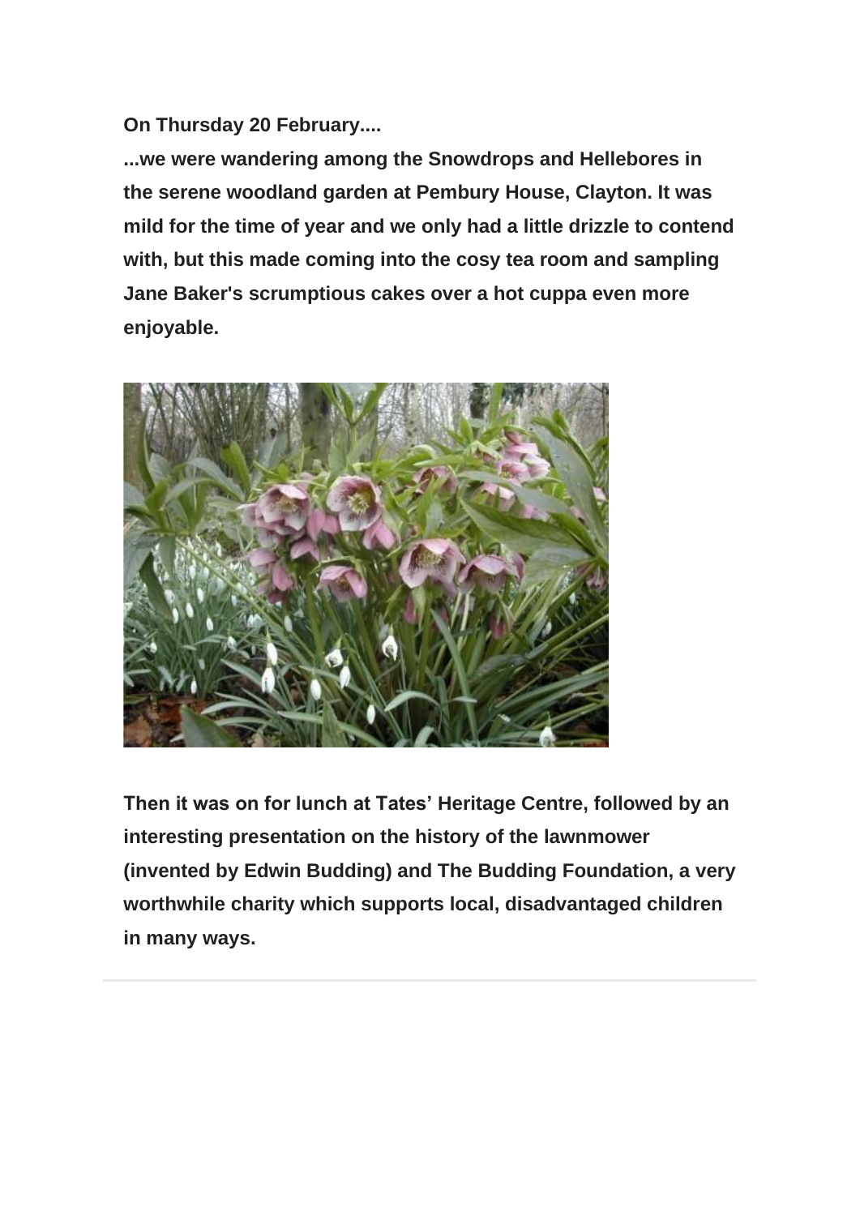**On Thursday 20 February....**

**...we were wandering among the Snowdrops and Hellebores in the serene woodland garden at Pembury House, Clayton. It was mild for the time of year and we only had a little drizzle to contend with, but this made coming into the cosy tea room and sampling Jane Baker's scrumptious cakes over a hot cuppa even more enjoyable.**

**Then it was on for lunch at Tates' Heritage Centre, followed by an interesting presentation on the history of the lawnmower (invented by Edwin Budding) and The Budding Foundation, a very worthwhile charity which supports local, disadvantaged children in many ways.**

---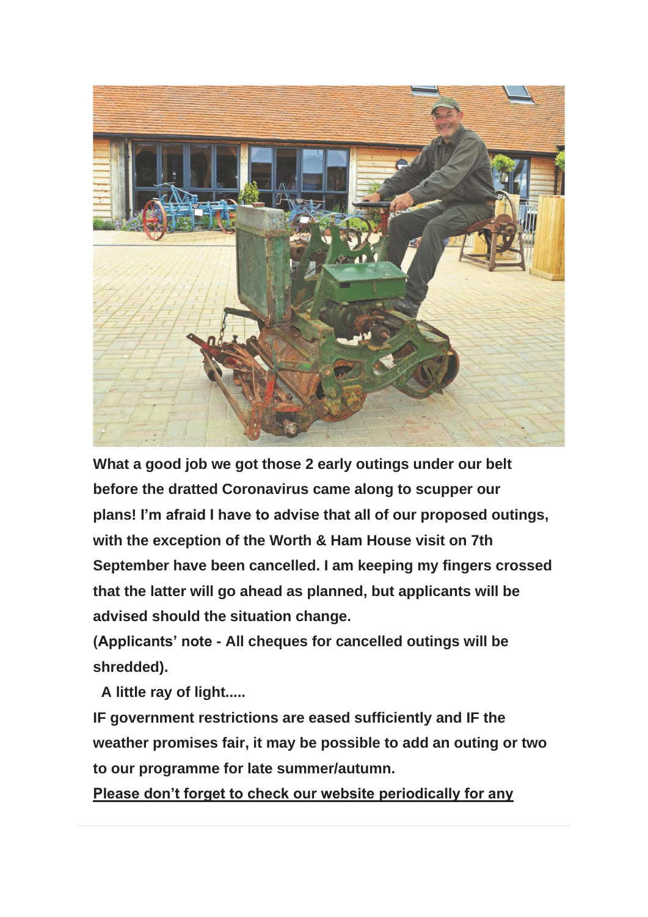**What a good job we got those 2 early outings under our belt before the dratted Coronavirus came along to scupper our plans! I'm afraid I have to advise that all of our proposed outings, with the exception of the Worth & Ham House visit on 7th September have been cancelled. I am keeping my fingers crossed that the latter will go ahead as planned, but applicants will be advised should the situation change.**

**(Applicants' note - All cheques for cancelled outings will be shredded).**

**A little ray of light.....**

**IF government restrictions are eased sufficiently and IF the weather promises fair, it may be possible to add an outing or two to our programme for late summer/autumn.**

**Please don't forget to check our website periodically for any**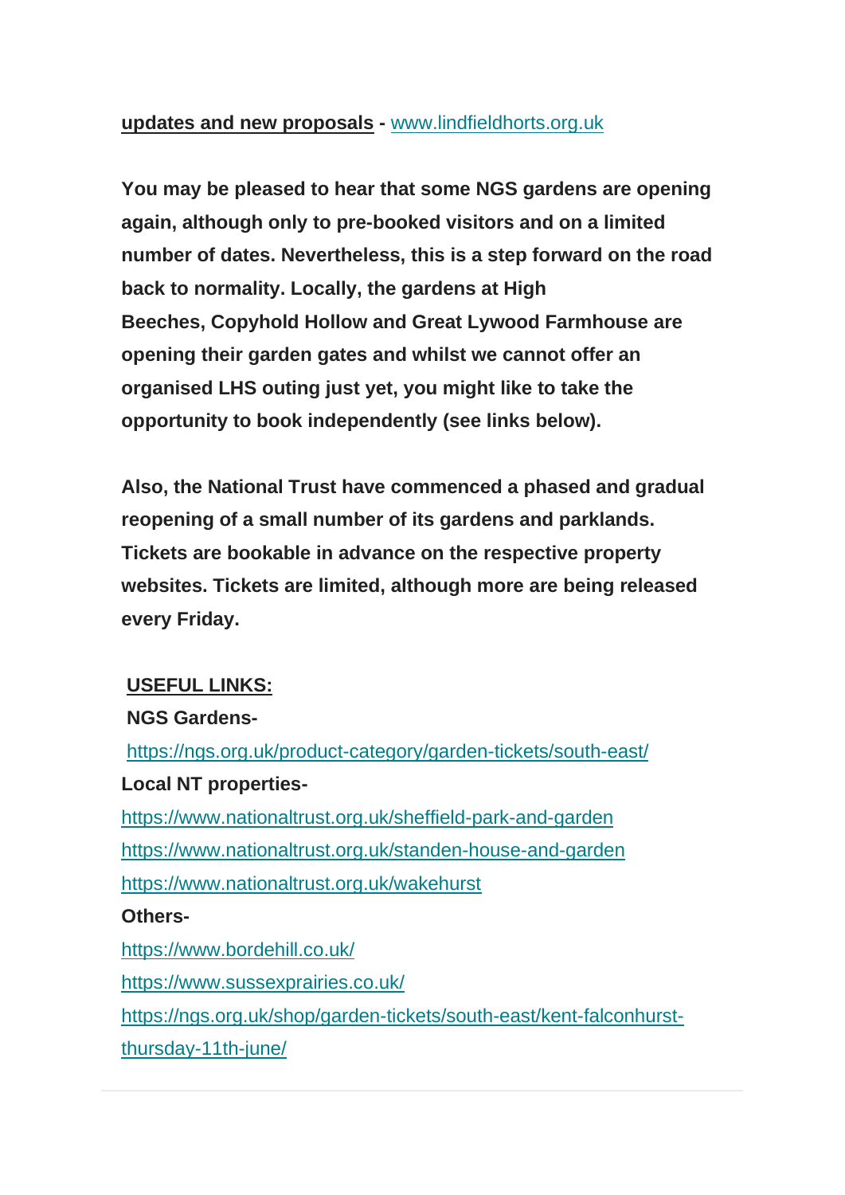**updates and new proposals -** [www.lindfieldhorts.org.uk](http://www.lindfieldhorts.org.uk)

**You may be pleased to hear that some NGS gardens are opening again, although only to pre-booked visitors and on a limited number of dates. Nevertheless, this is a step forward on the road back to normality. Locally, the gardens at High Beeches, Copyhold Hollow and Great Lywood Farmhouse are opening their garden gates and whilst we cannot offer an organised LHS outing just yet, you might like to take the opportunity to book independently (see links below).**

**Also, the National Trust have commenced a phased and gradual reopening of a small number of its gardens and parklands. Tickets are bookable in advance on the respective property websites. Tickets are limited, although more are being released every Friday.**

**USEFUL LINKS:**

**NGS Gardens-**

https://ngs.org.uk/product-category/garden-tickets/south-east/

**Local NT properties-**

https://www.nationaltrust.org.uk/sheffield-park-and-garden

https://www.nationaltrust.org.uk/standen-house-and-garden

https://www.nationaltrust.org.uk/wakehurst

**Others-**

https://www.bordehill.co.uk/

https://www.sussexprairies.co.uk/

https://ngs.org.uk/shop/garden-tickets/south-east/kent-falconhurst-thursday-11th-june/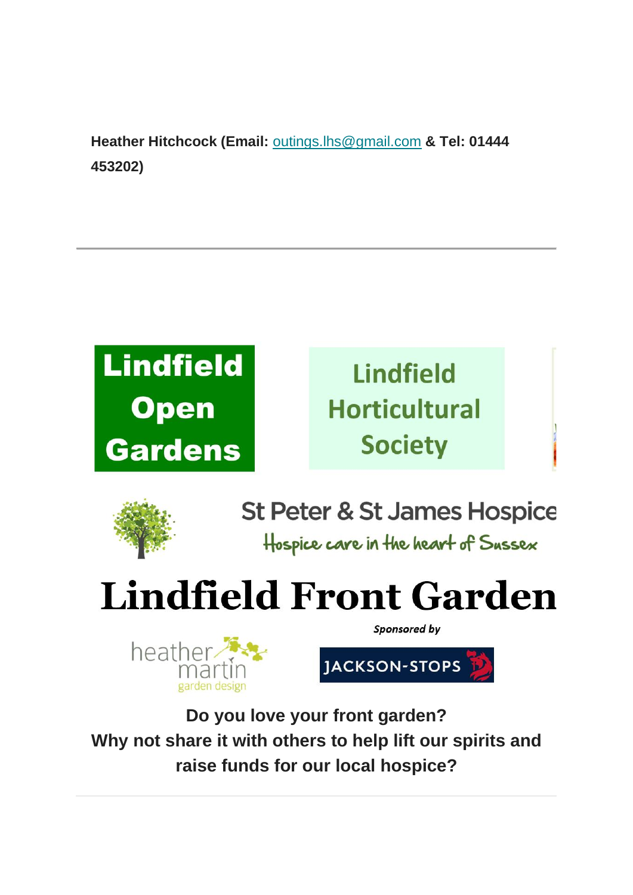**Heather Hitchcock (Email: outings.lhs@gmail.com & Tel: 01444 453202)**

---

Lindfield Open Gardens

Lindfield Horticultural Society

St Peter & St James Hospice

Hospice care in the heart of Sussex

# Lindfield Front Garden

*Sponsored by*

heather martin garden design

JACKSON-STOPS

**Do you love your front garden?**
**Why not share it with others to help lift our spirits and raise funds for our local hospice?**

---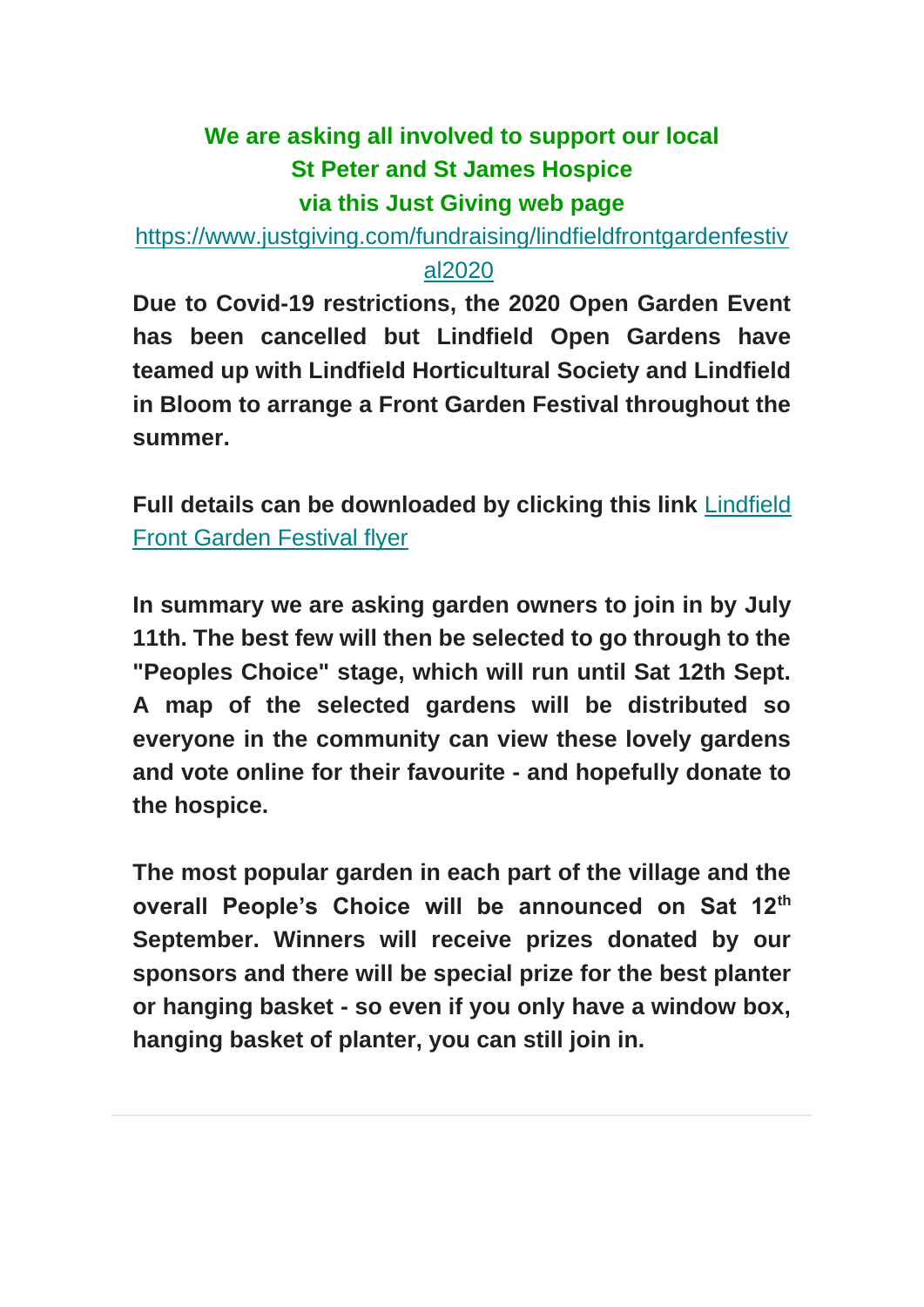**We are asking all involved to support our local St Peter and St James Hospice via this Just Giving web page**

https://www.justgiving.com/fundraising/lindfieldfrontgardenfestival2020

**Due to Covid-19 restrictions, the 2020 Open Garden Event has been cancelled but Lindfield Open Gardens have teamed up with Lindfield Horticultural Society and Lindfield in Bloom to arrange a Front Garden Festival throughout the summer.**

**Full details can be downloaded by clicking this link** Lindfield Front Garden Festival flyer

**In summary we are asking garden owners to join in by July 11th. The best few will then be selected to go through to the "Peoples Choice" stage, which will run until Sat 12th Sept. A map of the selected gardens will be distributed so everyone in the community can view these lovely gardens and vote online for their favourite - and hopefully donate to the hospice.**

**The most popular garden in each part of the village and the overall People's Choice will be announced on Sat 12th September. Winners will receive prizes donated by our sponsors and there will be special prize for the best planter or hanging basket - so even if you only have a window box, hanging basket of planter, you can still join in.**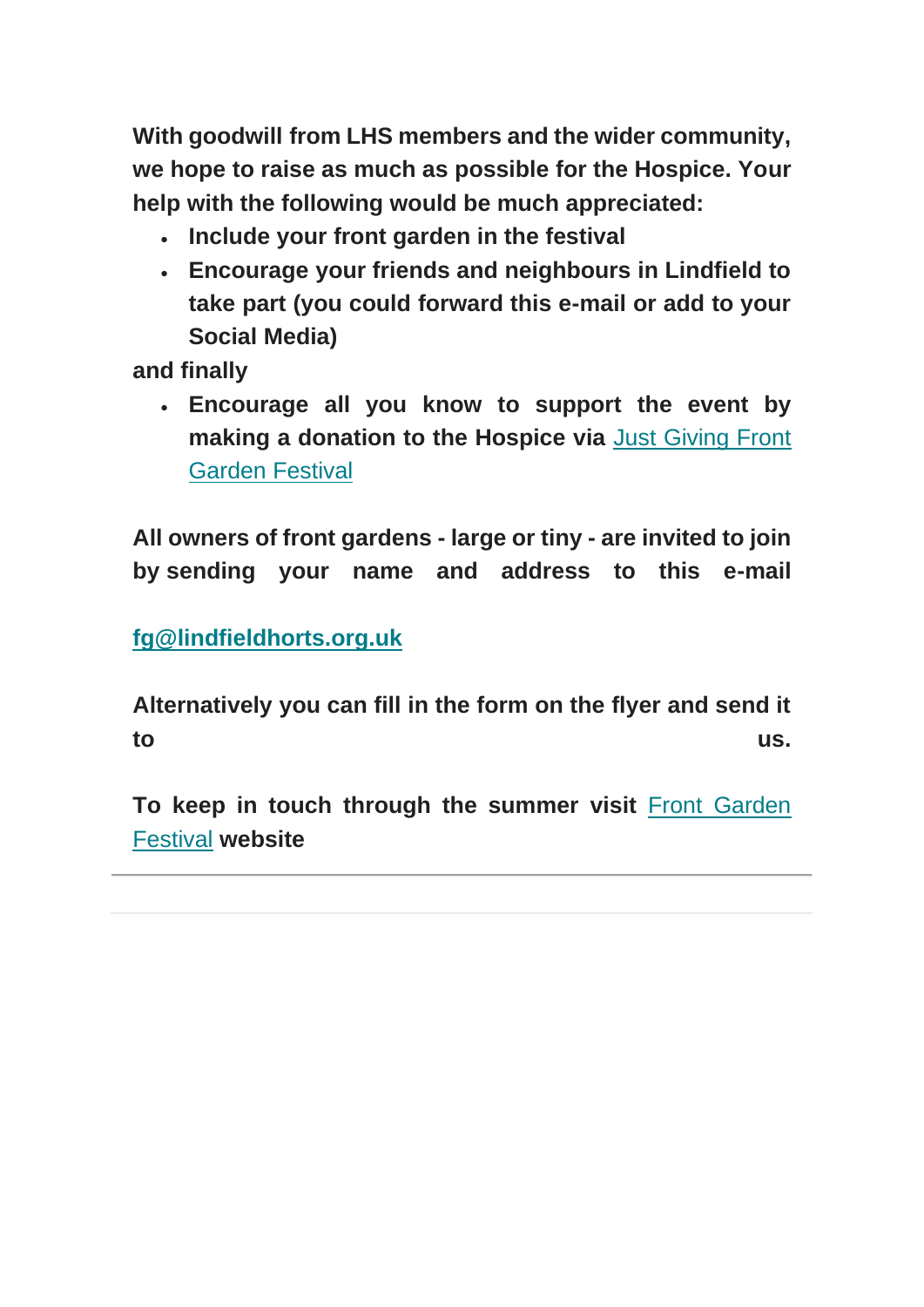**With goodwill from LHS members and the wider community, we hope to raise as much as possible for the Hospice. Your help with the following would be much appreciated:**

- **Include your front garden in the festival**
- **Encourage your friends and neighbours in Lindfield to take part (you could forward this e-mail or add to your Social Media)**

**and finally**

- **Encourage all you know to support the event by making a donation to the Hospice via** Just Giving Front Garden Festival

**All owners of front gardens - large or tiny - are invited to join by sending your name and address to this e-mail**

**fg@lindfieldhorts.org.uk**

**Alternatively you can fill in the form on the flyer and send it to us.**

**To keep in touch through the summer visit** Front Garden Festival **website**